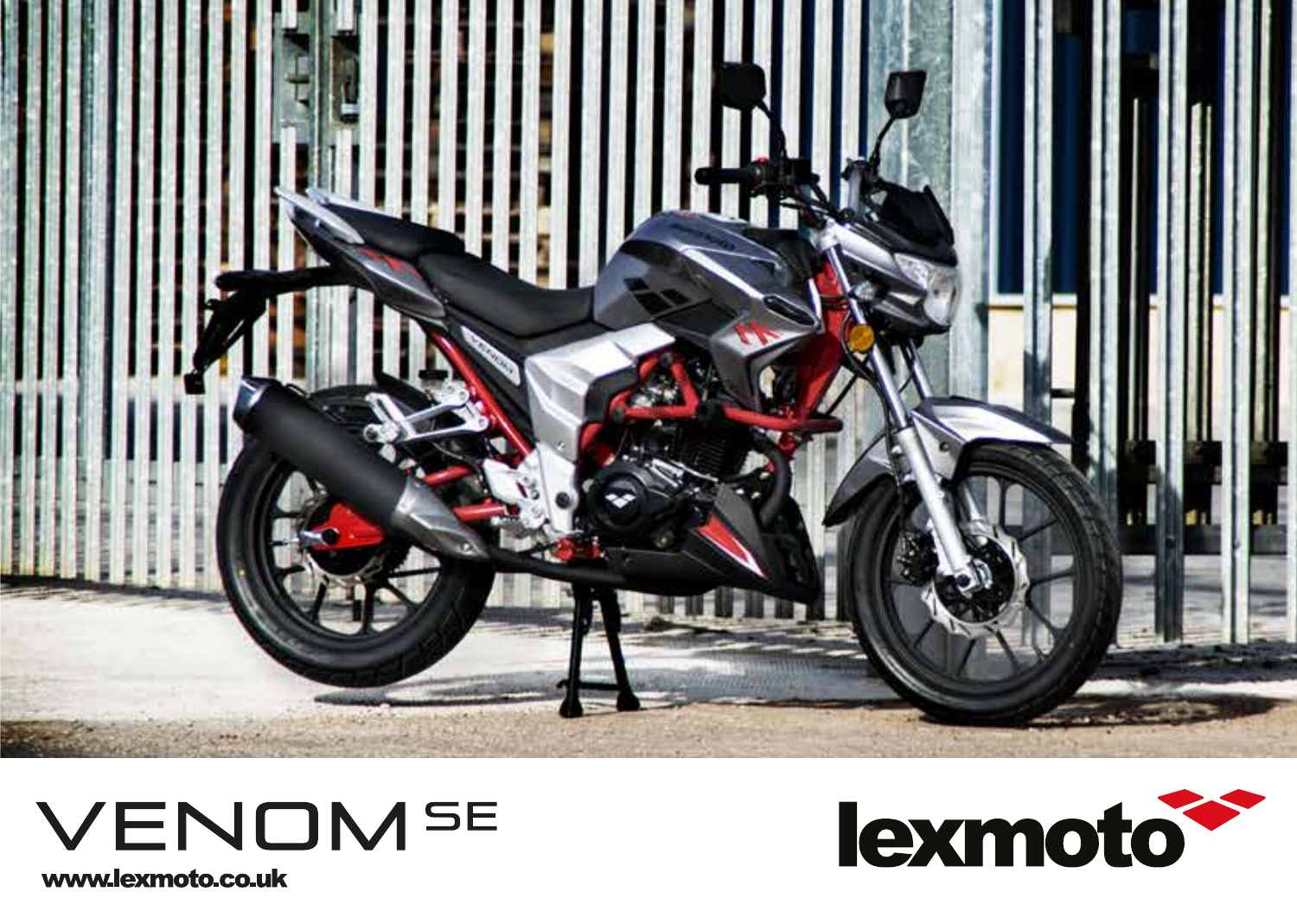# VENOM SE

www.lexmoto.co.uk

lexmoto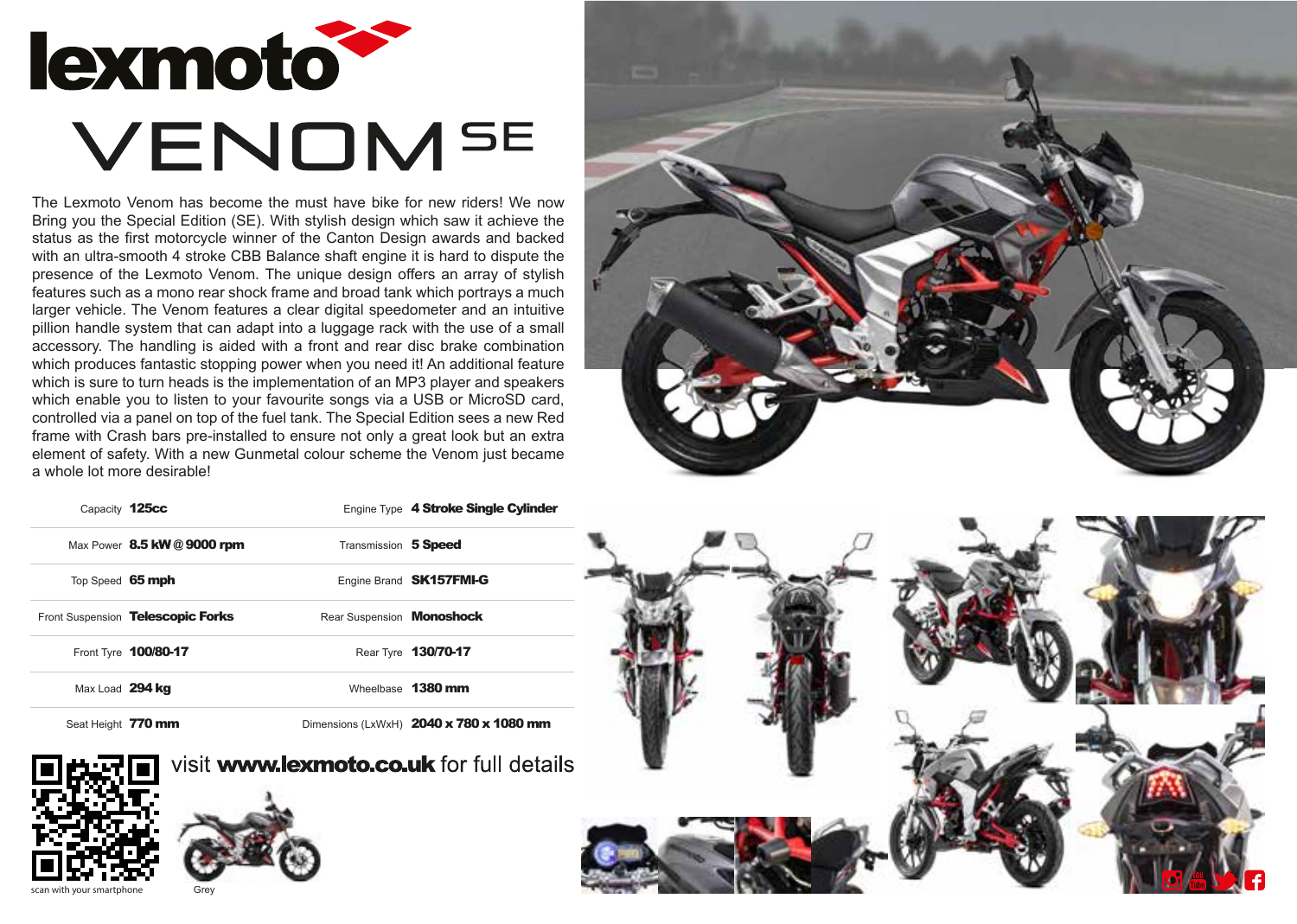# lexmoto

## VENOM SE

The Lexmoto Venom has become the must have bike for new riders! We now Bring you the Special Edition (SE). With stylish design which saw it achieve the status as the first motorcycle winner of the Canton Design awards and backed with an ultra-smooth 4 stroke CBB Balance shaft engine it is hard to dispute the presence of the Lexmoto Venom. The unique design offers an array of stylish features such as a mono rear shock frame and broad tank which portrays a much larger vehicle. The Venom features a clear digital speedometer and an intuitive pillion handle system that can adapt into a luggage rack with the use of a small accessory. The handling is aided with a front and rear disc brake combination which produces fantastic stopping power when you need it! An additional feature which is sure to turn heads is the implementation of an MP3 player and speakers which enable you to listen to your favourite songs via a USB or MicroSD card, controlled via a panel on top of the fuel tank. The Special Edition sees a new Red frame with Crash bars pre-installed to ensure not only a great look but an extra element of safety. With a new Gunmetal colour scheme the Venom just became a whole lot more desirable!

| | | | |
|---|---|---|---|
| Capacity | **125cc** | Engine Type | **4 Stroke Single Cylinder** |
| Max Power | **8.5 kW @ 9000 rpm** | Transmission | **5 Speed** |
| Top Speed | **65 mph** | Engine Brand | **SK157FMI-G** |
| Front Suspension | **Telescopic Forks** | Rear Suspension | **Monoshock** |
| Front Tyre | **100/80-17** | Rear Tyre | **130/70-17** |
| Max Load | **294 kg** | Wheelbase | **1380 mm** |
| Seat Height | **770 mm** | Dimensions (LxWxH) | **2040 x 780 x 1080 mm** |

visit **www.lexmoto.co.uk** for full details

scan with your smartphone

Grey